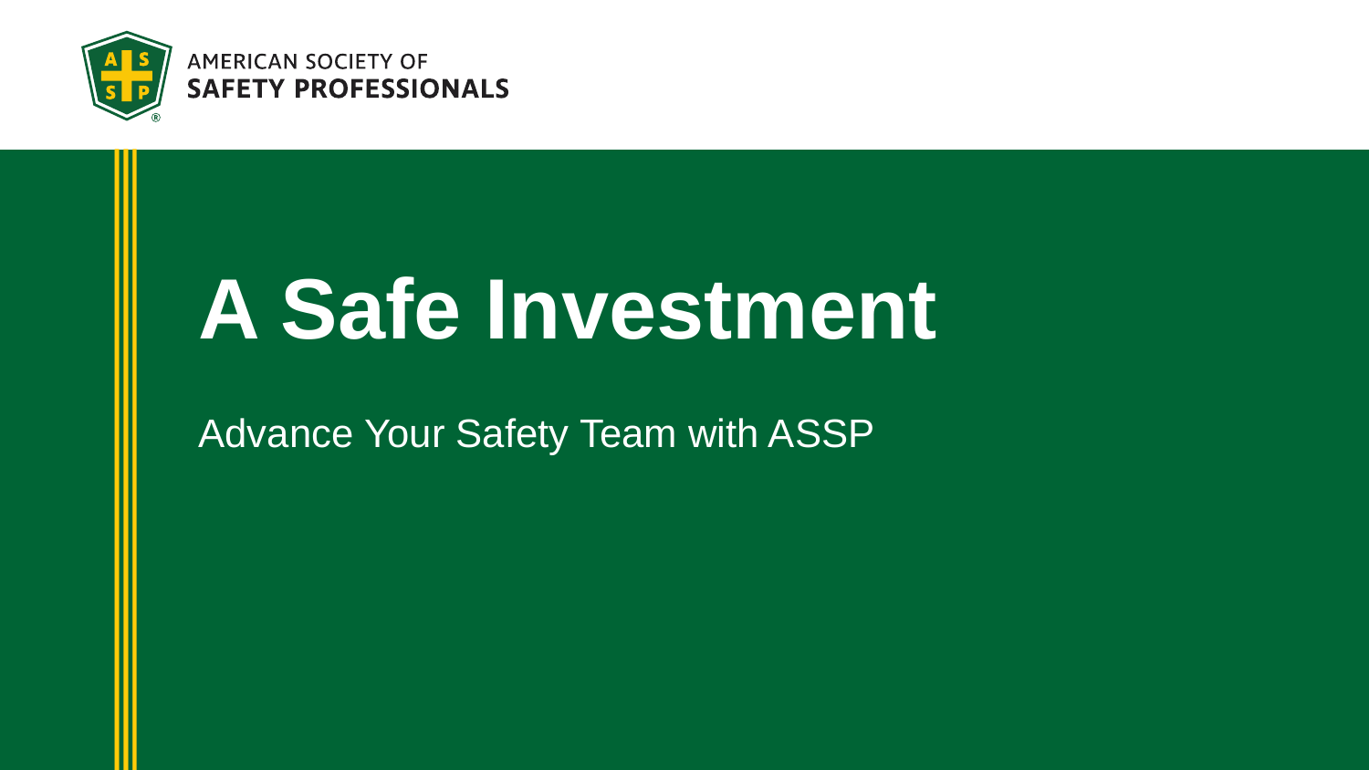AMERICAN SOCIETY OF
**SAFETY PROFESSIONALS**

# A Safe Investment

Advance Your Safety Team with ASSP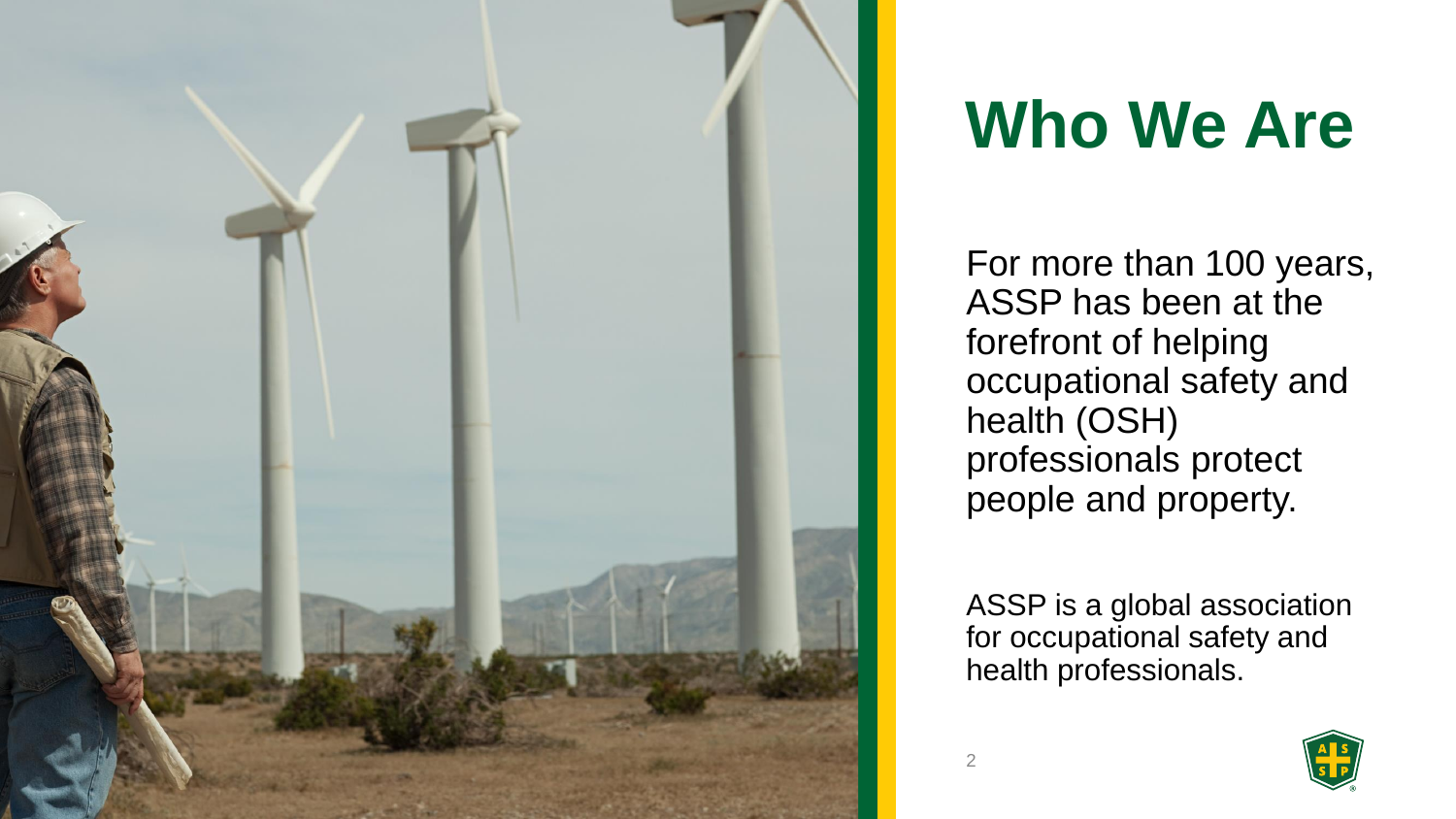# Who We Are

For more than 100 years, ASSP has been at the forefront of helping occupational safety and health (OSH) professionals protect people and property.

ASSP is a global association for occupational safety and health professionals.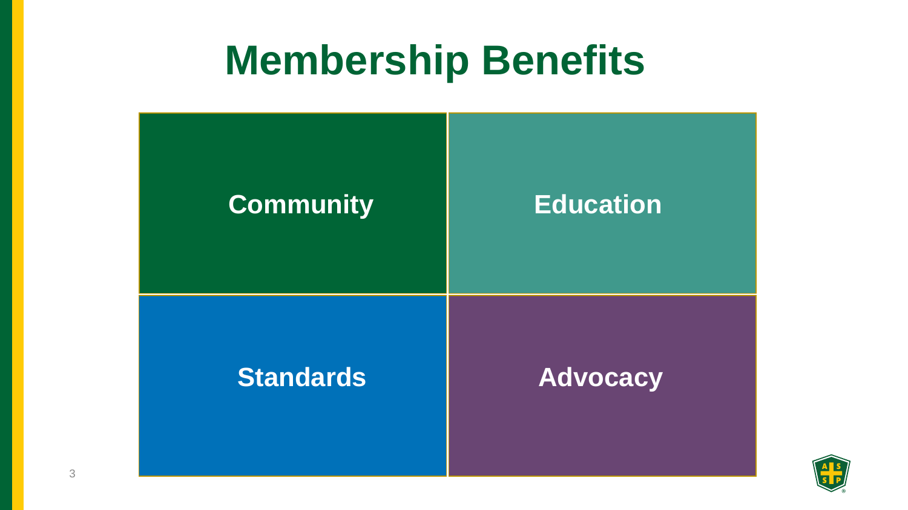# Membership Benefits

| | |
|---|---|
| **Community** | **Education** |
| **Standards** | **Advocacy** |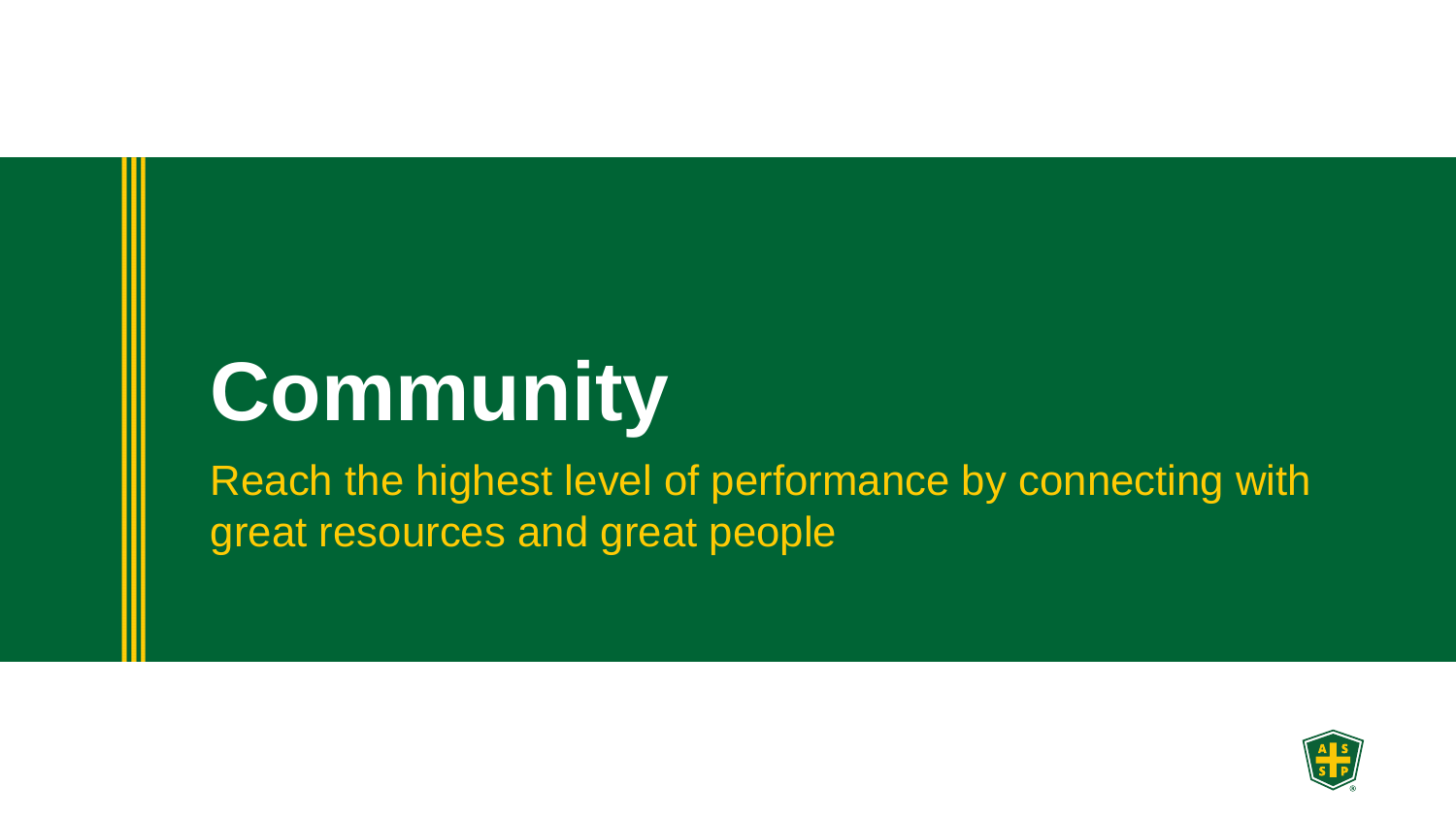# Community

Reach the highest level of performance by connecting with great resources and great people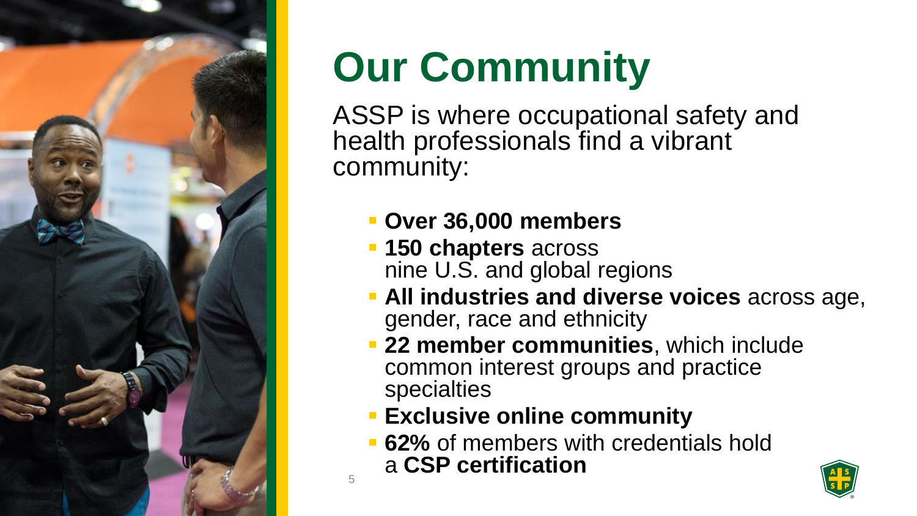# Our Community

ASSP is where occupational safety and health professionals find a vibrant community:

- **Over 36,000 members**
- **150 chapters** across nine U.S. and global regions
- **All industries and diverse voices** across age, gender, race and ethnicity
- **22 member communities**, which include common interest groups and practice specialties
- **Exclusive online community**
- **62%** of members with credentials hold a **CSP certification**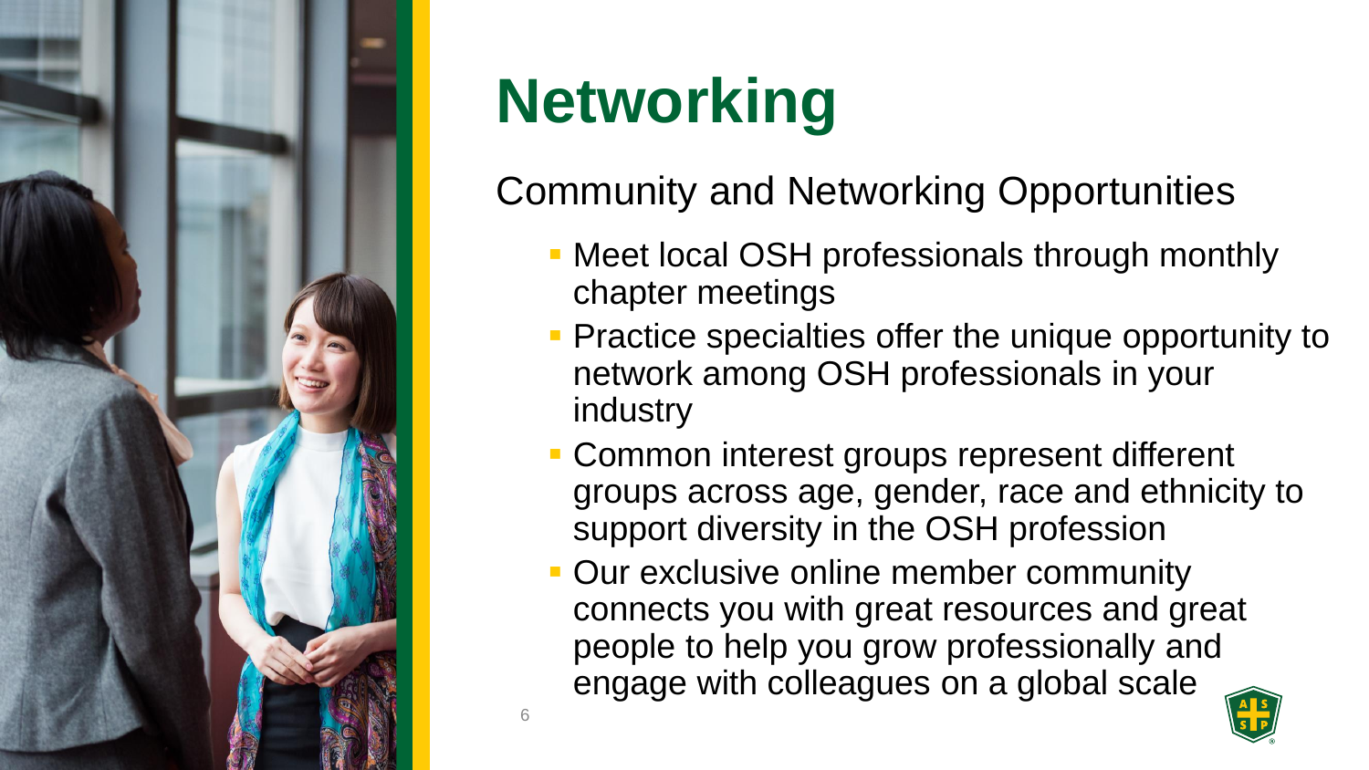# Networking

Community and Networking Opportunities

- Meet local OSH professionals through monthly chapter meetings
- Practice specialties offer the unique opportunity to network among OSH professionals in your industry
- Common interest groups represent different groups across age, gender, race and ethnicity to support diversity in the OSH profession
- Our exclusive online member community connects you with great resources and great people to help you grow professionally and engage with colleagues on a global scale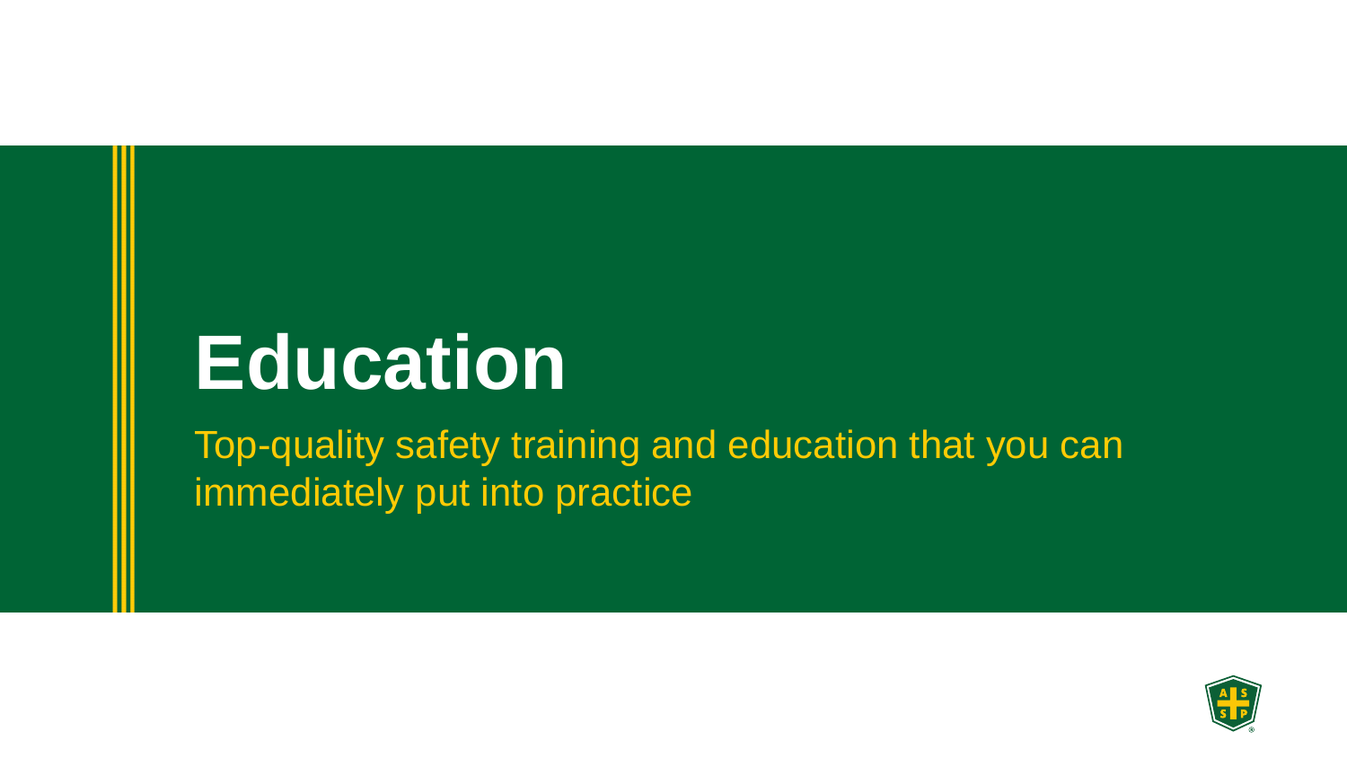# Education

Top-quality safety training and education that you can immediately put into practice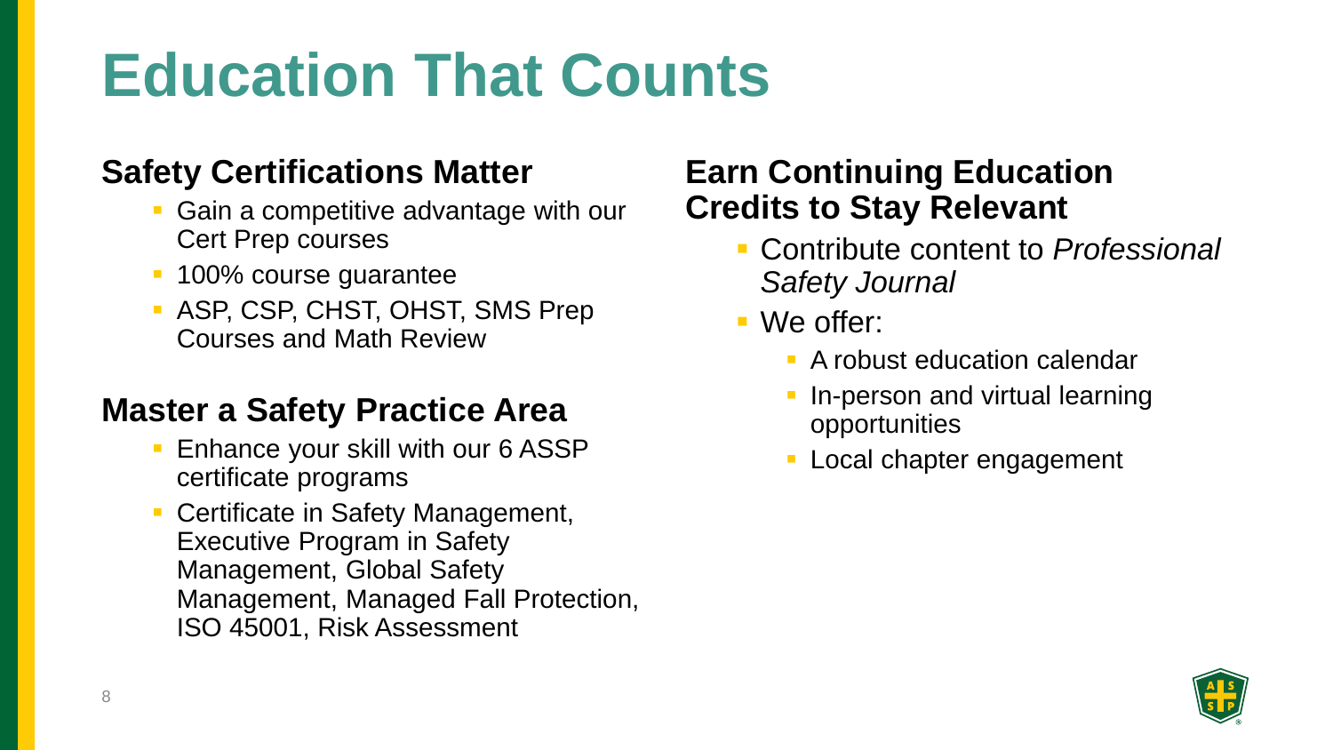# Education That Counts

## Safety Certifications Matter

- Gain a competitive advantage with our Cert Prep courses
- 100% course guarantee
- ASP, CSP, CHST, OHST, SMS Prep Courses and Math Review

## Master a Safety Practice Area

- Enhance your skill with our 6 ASSP certificate programs
- Certificate in Safety Management, Executive Program in Safety Management, Global Safety Management, Managed Fall Protection, ISO 45001, Risk Assessment

## Earn Continuing Education Credits to Stay Relevant

- Contribute content to *Professional Safety Journal*
- We offer:
  - A robust education calendar
  - In-person and virtual learning opportunities
  - Local chapter engagement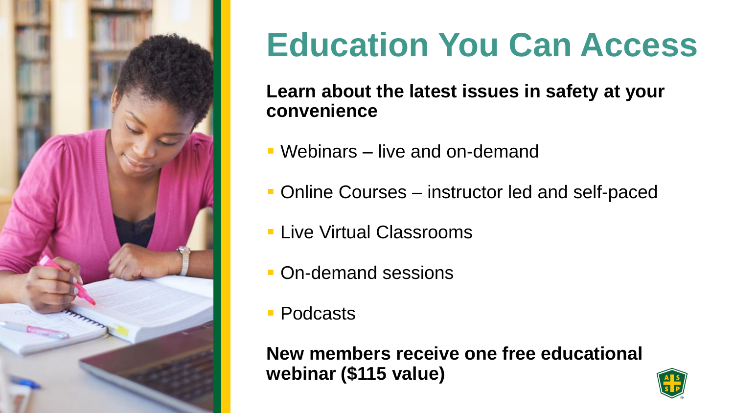# Education You Can Access

**Learn about the latest issues in safety at your convenience**

- Webinars – live and on-demand
- Online Courses – instructor led and self-paced
- Live Virtual Classrooms
- On-demand sessions
- Podcasts

**New members receive one free educational webinar ($115 value)**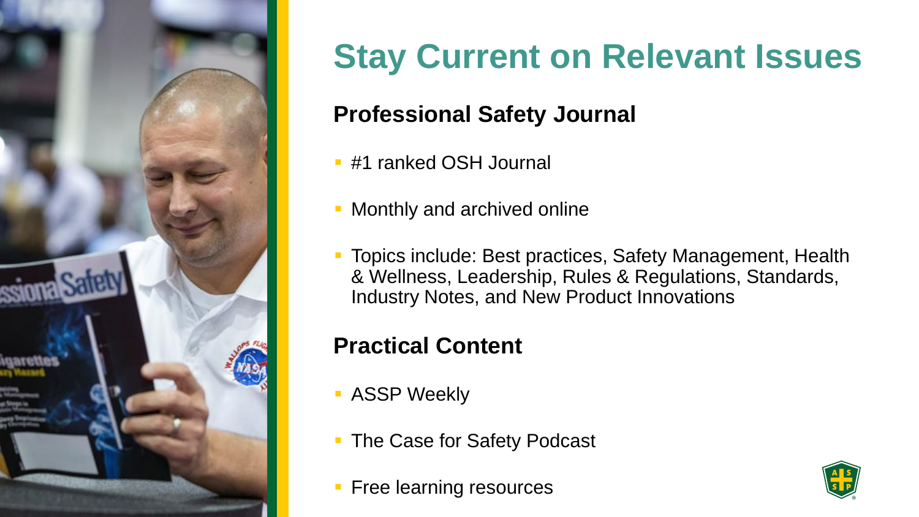# Stay Current on Relevant Issues

## Professional Safety Journal

- #1 ranked OSH Journal
- Monthly and archived online
- Topics include: Best practices, Safety Management, Health & Wellness, Leadership, Rules & Regulations, Standards, Industry Notes, and New Product Innovations

## Practical Content

- ASSP Weekly
- The Case for Safety Podcast
- Free learning resources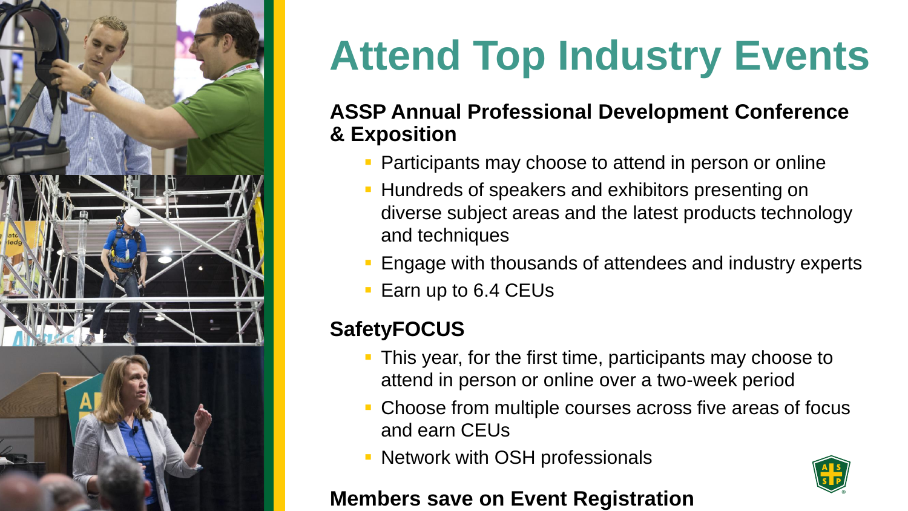# Attend Top Industry Events

### ASSP Annual Professional Development Conference & Exposition

- Participants may choose to attend in person or online
- Hundreds of speakers and exhibitors presenting on diverse subject areas and the latest products technology and techniques
- Engage with thousands of attendees and industry experts
- Earn up to 6.4 CEUs

### SafetyFOCUS

- This year, for the first time, participants may choose to attend in person or online over a two-week period
- Choose from multiple courses across five areas of focus and earn CEUs
- Network with OSH professionals

### Members save on Event Registration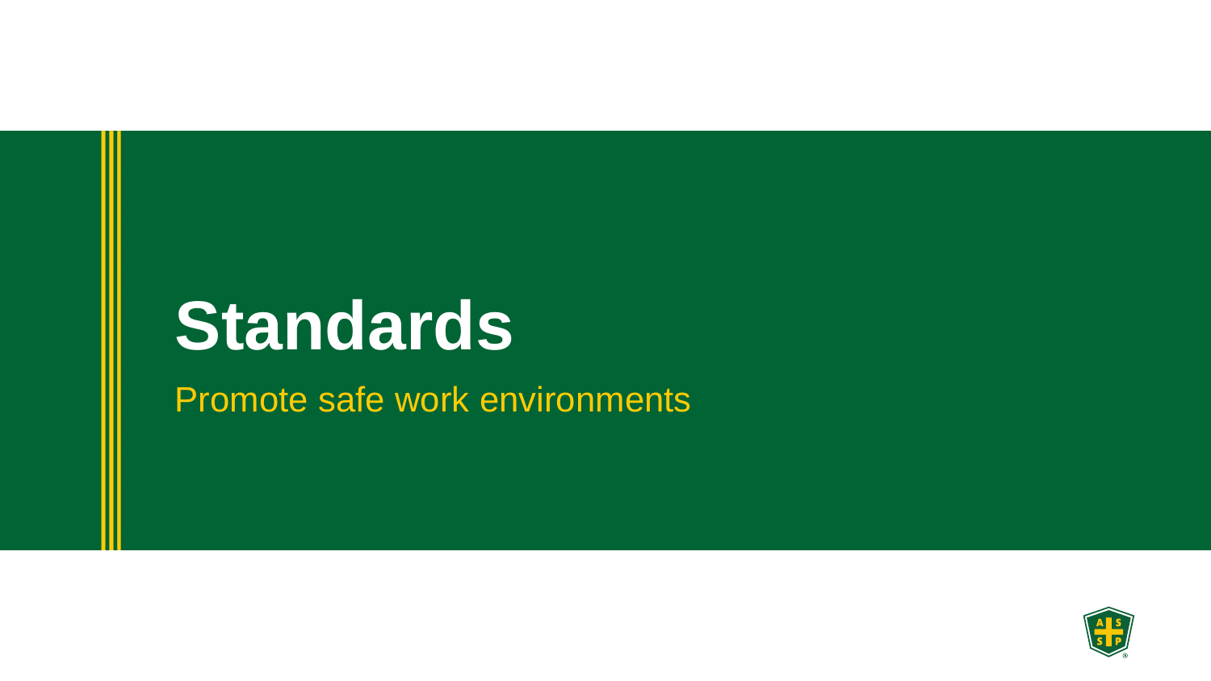# Standards

Promote safe work environments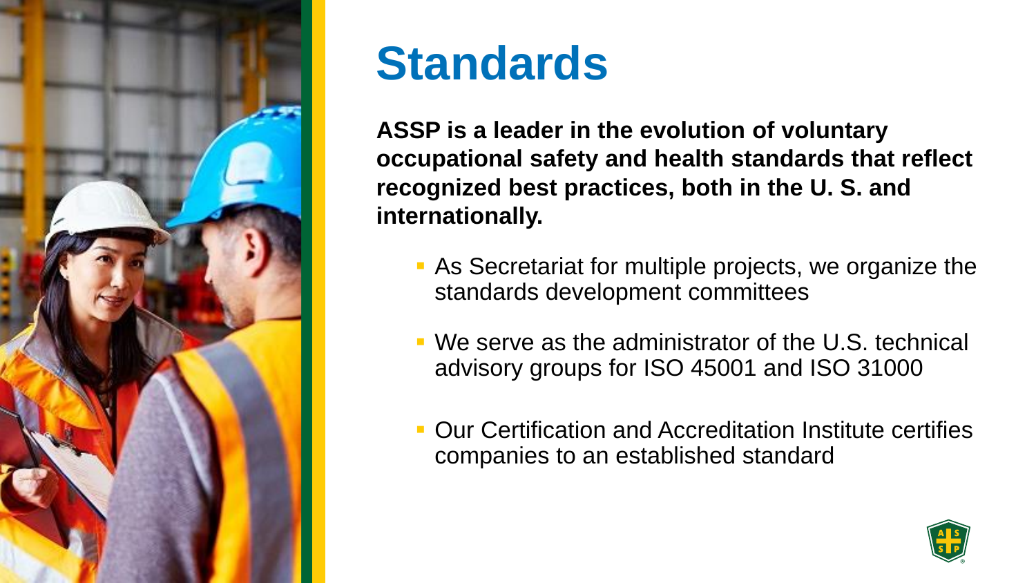# Standards

**ASSP is a leader in the evolution of voluntary occupational safety and health standards that reflect recognized best practices, both in the U. S. and internationally.**

- As Secretariat for multiple projects, we organize the standards development committees
- We serve as the administrator of the U.S. technical advisory groups for ISO 45001 and ISO 31000
- Our Certification and Accreditation Institute certifies companies to an established standard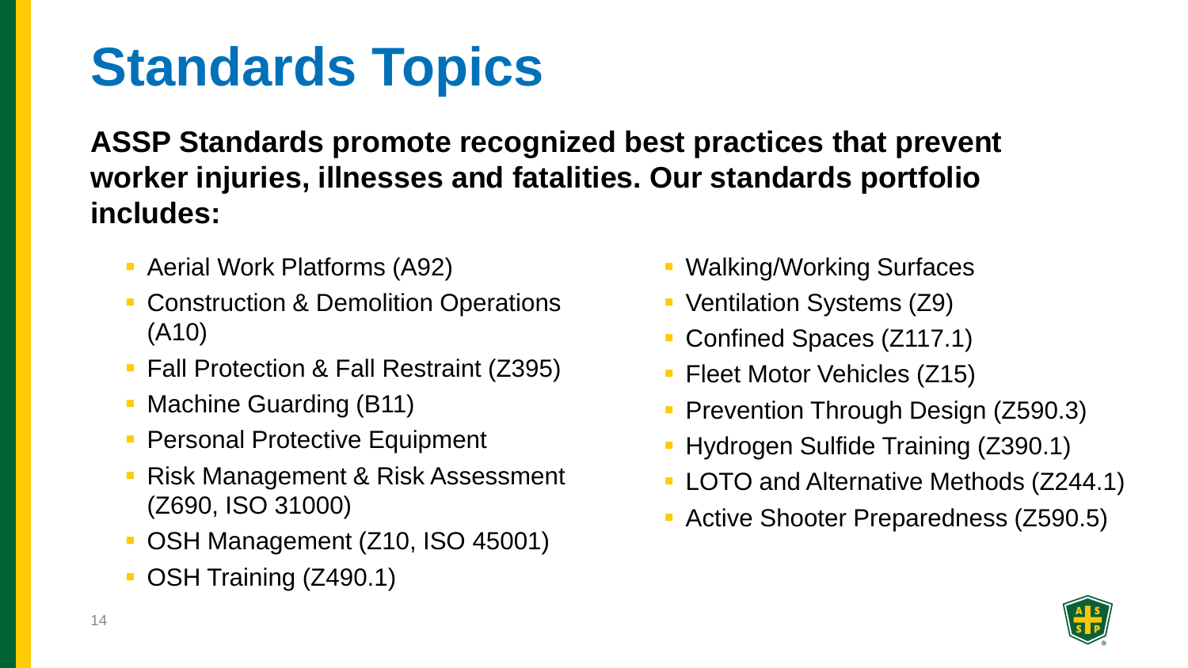# Standards Topics

**ASSP Standards promote recognized best practices that prevent worker injuries, illnesses and fatalities. Our standards portfolio includes:**

- Aerial Work Platforms (A92)
- Construction & Demolition Operations (A10)
- Fall Protection & Fall Restraint (Z395)
- Machine Guarding (B11)
- Personal Protective Equipment
- Risk Management & Risk Assessment (Z690, ISO 31000)
- OSH Management (Z10, ISO 45001)
- OSH Training (Z490.1)
- Walking/Working Surfaces
- Ventilation Systems (Z9)
- Confined Spaces (Z117.1)
- Fleet Motor Vehicles (Z15)
- Prevention Through Design (Z590.3)
- Hydrogen Sulfide Training (Z390.1)
- LOTO and Alternative Methods (Z244.1)
- Active Shooter Preparedness (Z590.5)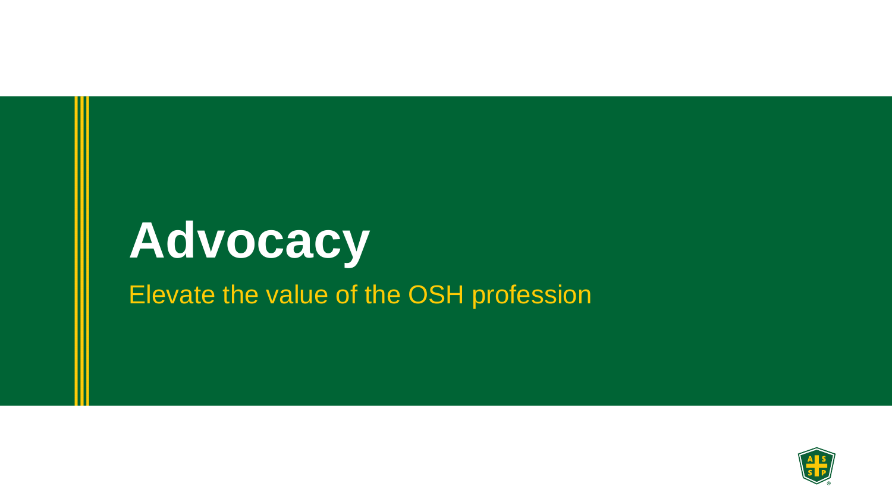# Advocacy

Elevate the value of the OSH profession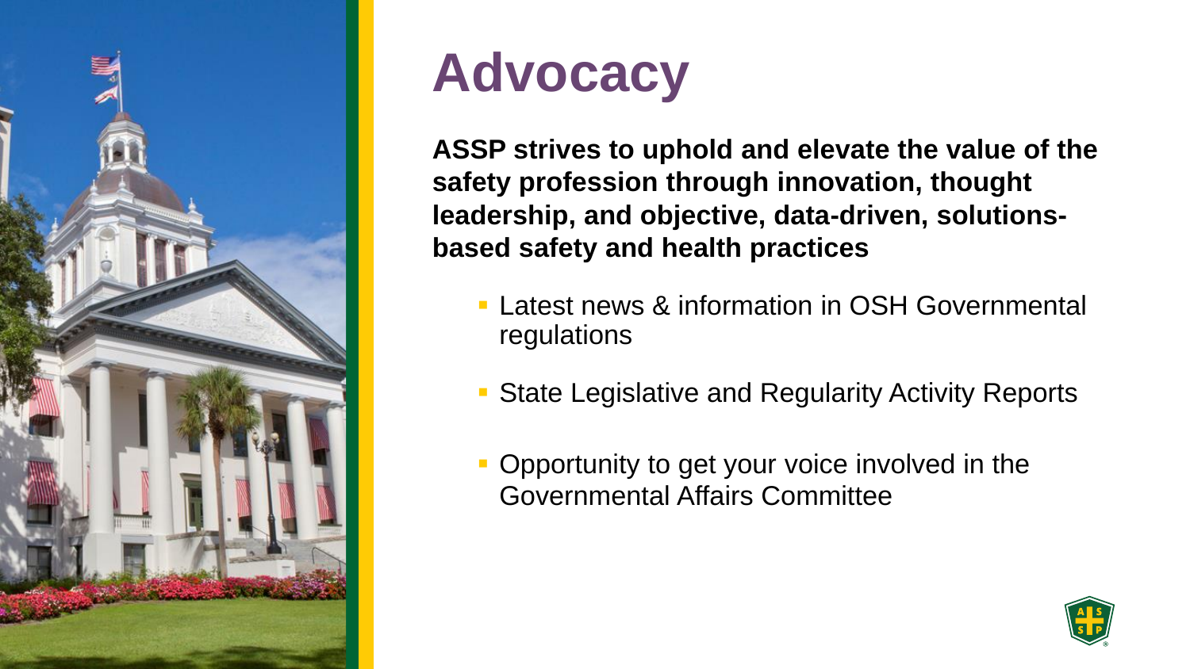# Advocacy

**ASSP strives to uphold and elevate the value of the safety profession through innovation, thought leadership, and objective, data-driven, solutions-based safety and health practices**

- Latest news & information in OSH Governmental regulations
- State Legislative and Regularity Activity Reports
- Opportunity to get your voice involved in the Governmental Affairs Committee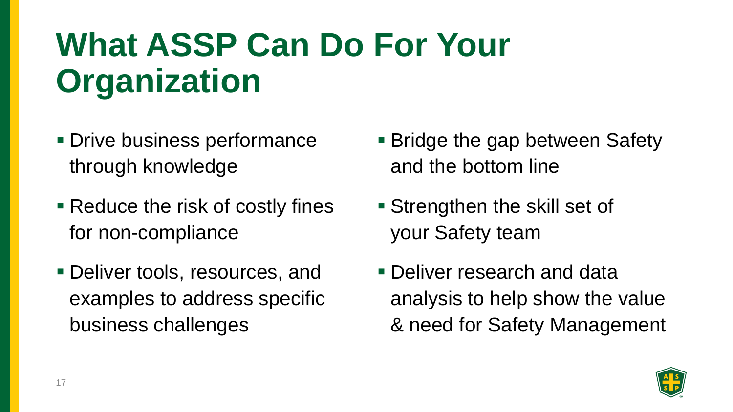# What ASSP Can Do For Your Organization

- Drive business performance through knowledge
- Reduce the risk of costly fines for non-compliance
- Deliver tools, resources, and examples to address specific business challenges
- Bridge the gap between Safety and the bottom line
- Strengthen the skill set of your Safety team
- Deliver research and data analysis to help show the value & need for Safety Management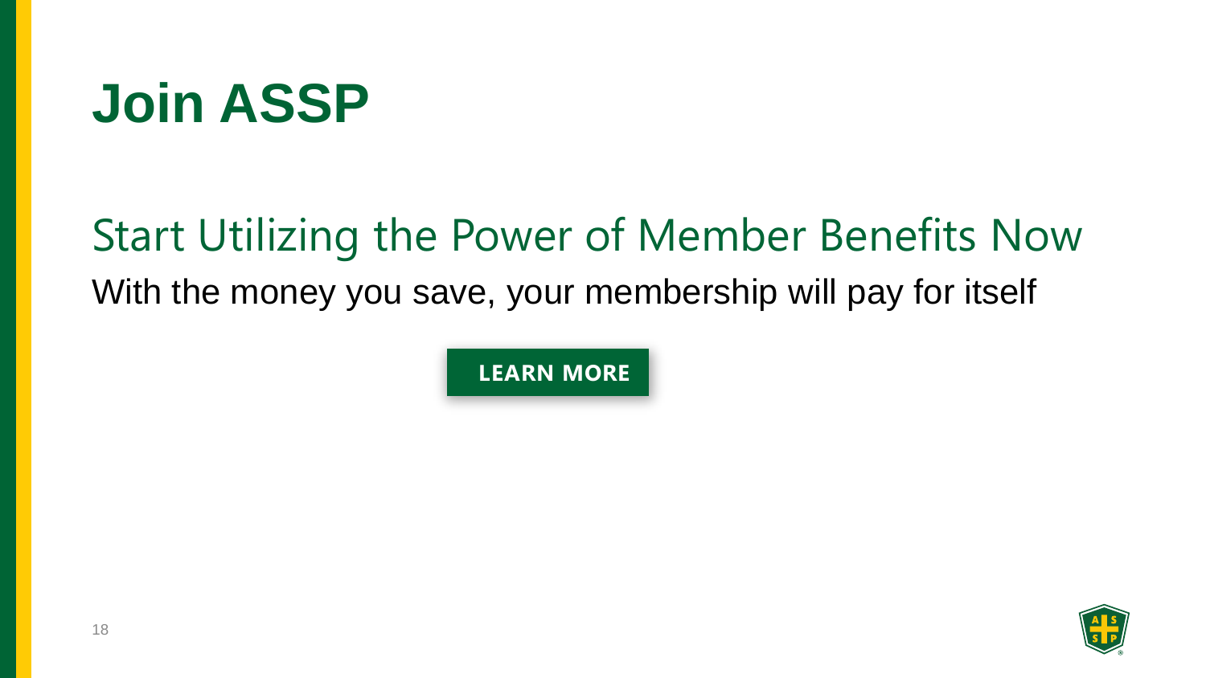# Join ASSP

## Start Utilizing the Power of Member Benefits Now

With the money you save, your membership will pay for itself

**LEARN MORE**